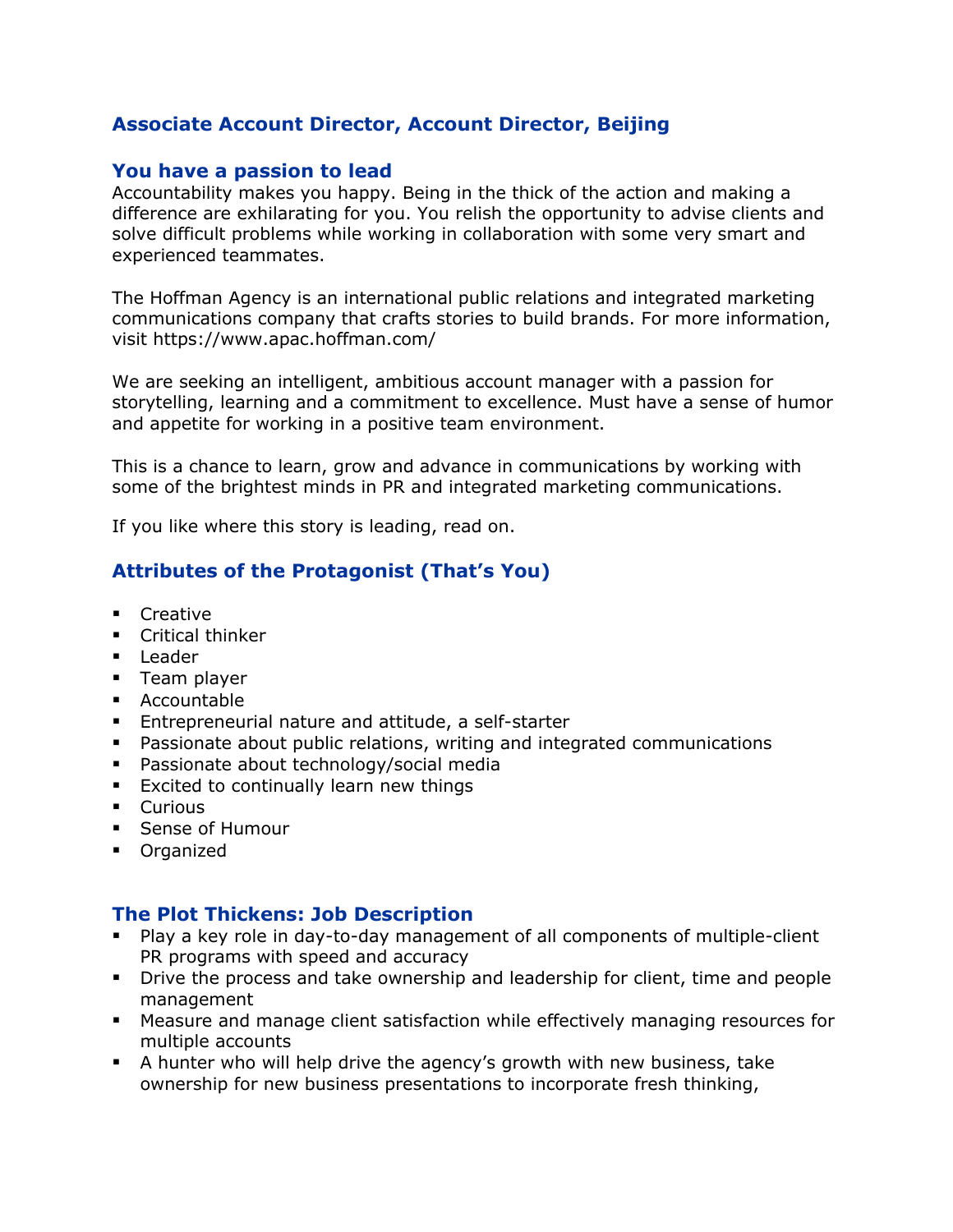## Associate Account Director, Account Director, Beijing

### You have a passion to lead

Accountability makes you happy. Being in the thick of the action and making a difference are exhilarating for you. You relish the opportunity to advise clients and solve difficult problems while working in collaboration with some very smart and experienced teammates.

The Hoffman Agency is an international public relations and integrated marketing communications company that crafts stories to build brands. For more information, visit https://www.apac.hoffman.com/

We are seeking an intelligent, ambitious account manager with a passion for storytelling, learning and a commitment to excellence. Must have a sense of humor and appetite for working in a positive team environment.

This is a chance to learn, grow and advance in communications by working with some of the brightest minds in PR and integrated marketing communications.

If you like where this story is leading, read on.

### Attributes of the Protagonist (That's You)

- Creative
- Critical thinker
- Leader
- Team player
- Accountable
- Entrepreneurial nature and attitude, a self-starter
- Passionate about public relations, writing and integrated communications
- Passionate about technology/social media
- Excited to continually learn new things
- Curious
- Sense of Humour
- Organized

### The Plot Thickens: Job Description

- Play a key role in day-to-day management of all components of multiple-client PR programs with speed and accuracy
- Drive the process and take ownership and leadership for client, time and people management
- Measure and manage client satisfaction while effectively managing resources for multiple accounts
- A hunter who will help drive the agency's growth with new business, take ownership for new business presentations to incorporate fresh thinking,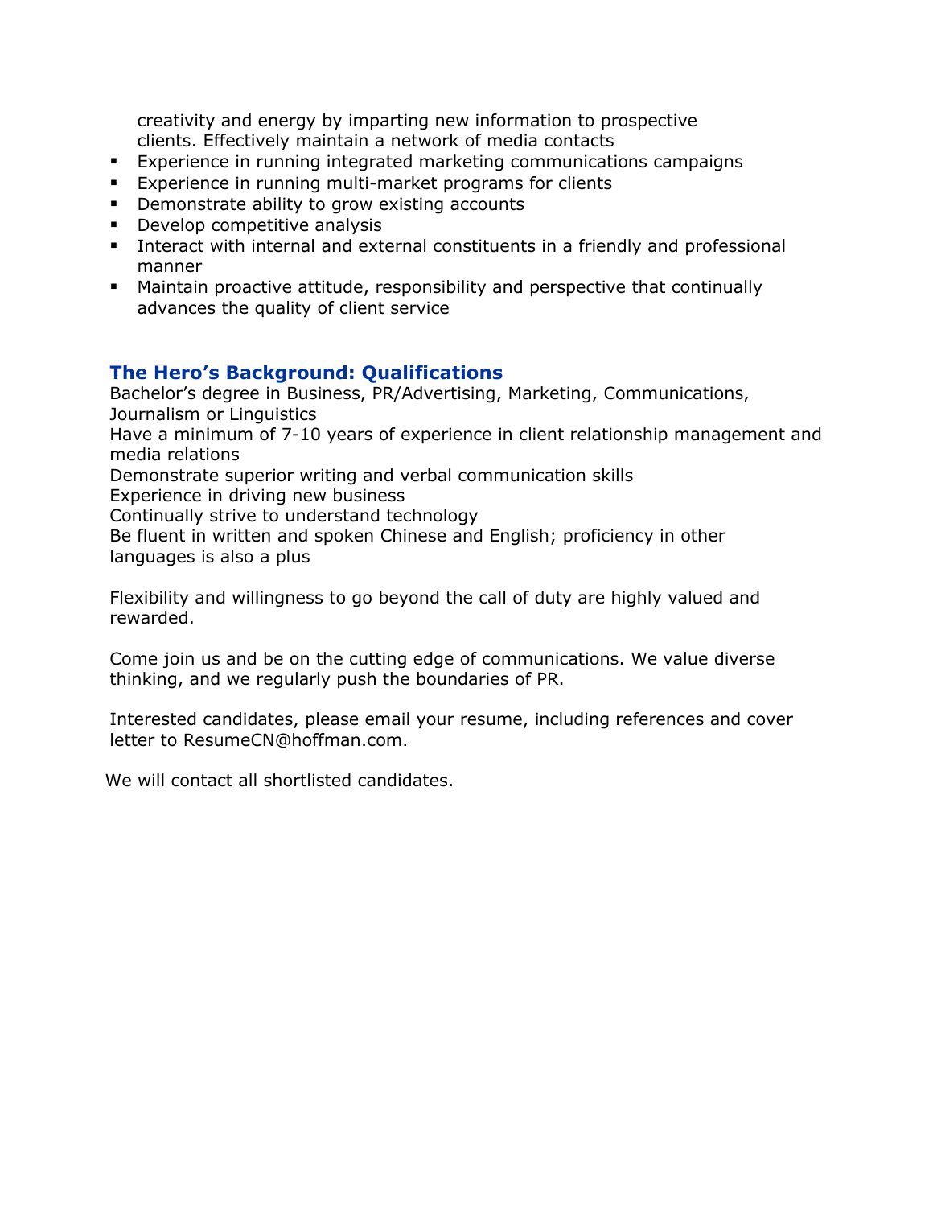creativity and energy by imparting new information to prospective clients. Effectively maintain a network of media contacts

- Experience in running integrated marketing communications campaigns
- Experience in running multi-market programs for clients
- Demonstrate ability to grow existing accounts
- Develop competitive analysis
- Interact with internal and external constituents in a friendly and professional manner
- Maintain proactive attitude, responsibility and perspective that continually advances the quality of client service

## The Hero's Background: Qualifications

Bachelor's degree in Business, PR/Advertising, Marketing, Communications, Journalism or Linguistics

Have a minimum of 7-10 years of experience in client relationship management and media relations

Demonstrate superior writing and verbal communication skills

Experience in driving new business

Continually strive to understand technology

Be fluent in written and spoken Chinese and English; proficiency in other languages is also a plus

Flexibility and willingness to go beyond the call of duty are highly valued and rewarded.

Come join us and be on the cutting edge of communications. We value diverse thinking, and we regularly push the boundaries of PR.

Interested candidates, please email your resume, including references and cover letter to ResumeCN@hoffman.com.

We will contact all shortlisted candidates.